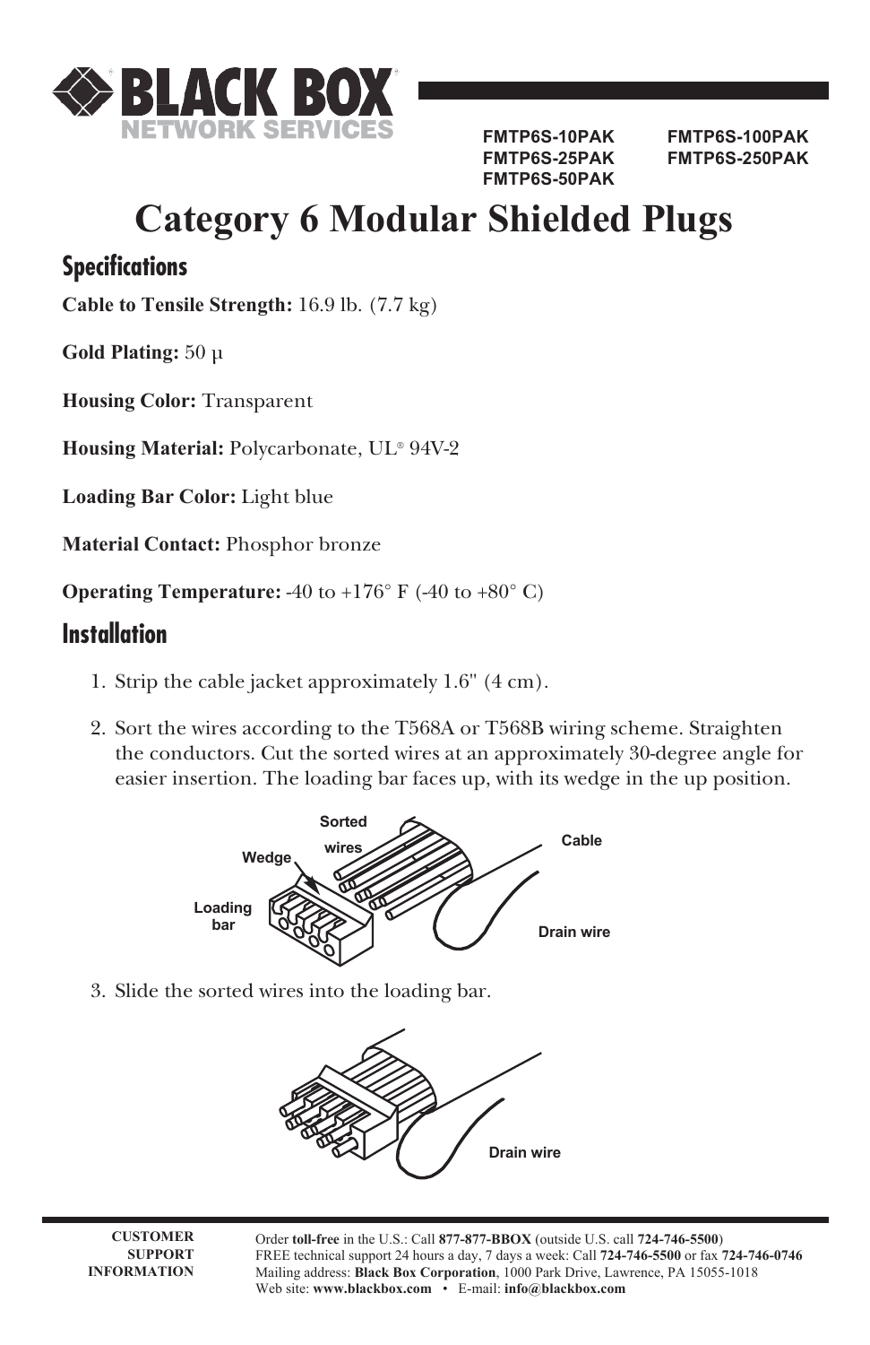BLACK BOX NETWORK SERVICES

FMTP6S-10PAK
FMTP6S-25PAK
FMTP6S-50PAK
FMTP6S-100PAK
FMTP6S-250PAK

# Category 6 Modular Shielded Plugs

## Specifications

**Cable to Tensile Strength:** 16.9 lb. (7.7 kg)

**Gold Plating:** 50 µ

**Housing Color:** Transparent

**Housing Material:** Polycarbonate, UL® 94V-2

**Loading Bar Color:** Light blue

**Material Contact:** Phosphor bronze

**Operating Temperature:** -40 to +176° F (-40 to +80° C)

## Installation

1. Strip the cable jacket approximately 1.6" (4 cm).

2. Sort the wires according to the T568A or T568B wiring scheme. Straighten the conductors. Cut the sorted wires at an approximately 30-degree angle for easier insertion. The loading bar faces up, with its wedge in the up position.

   Sorted wires, Wedge, Cable, Loading bar, Drain wire

3. Slide the sorted wires into the loading bar.

   Drain wire

**CUSTOMER SUPPORT INFORMATION**

Order **toll-free** in the U.S.: Call **877-877-BBOX** (outside U.S. call **724-746-5500**)
FREE technical support 24 hours a day, 7 days a week: Call **724-746-5500** or fax **724-746-0746**
Mailing address: **Black Box Corporation**, 1000 Park Drive, Lawrence, PA 15055-1018
Web site: **www.blackbox.com** • E-mail: **info@blackbox.com**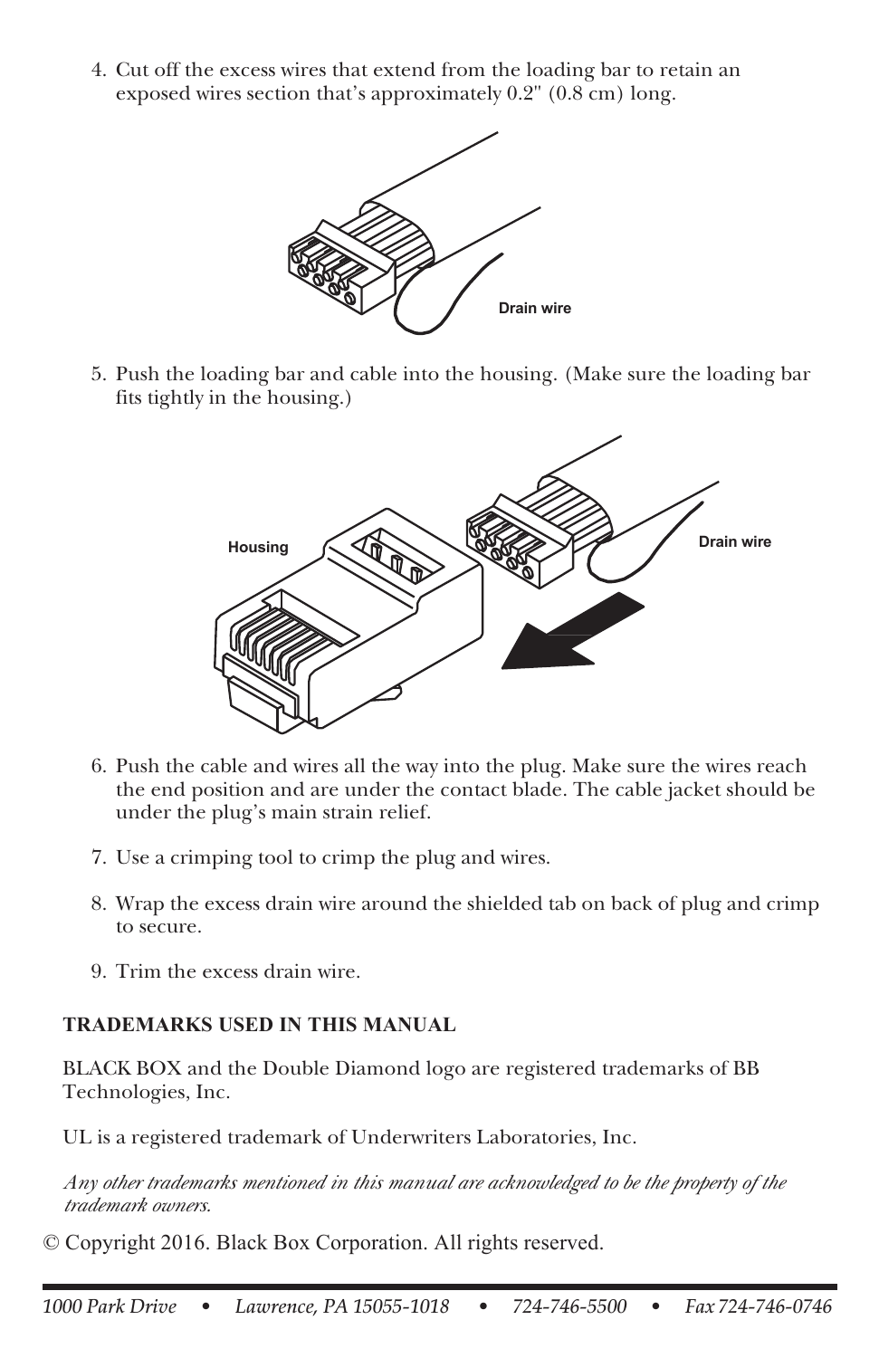4. Cut off the excess wires that extend from the loading bar to retain an exposed wires section that's approximately 0.2" (0.8 cm) long.

Drain wire

5. Push the loading bar and cable into the housing. (Make sure the loading bar fits tightly in the housing.)

Housing

Drain wire

6. Push the cable and wires all the way into the plug. Make sure the wires reach the end position and are under the contact blade. The cable jacket should be under the plug's main strain relief.

7. Use a crimping tool to crimp the plug and wires.

8. Wrap the excess drain wire around the shielded tab on back of plug and crimp to secure.

9. Trim the excess drain wire.

**TRADEMARKS USED IN THIS MANUAL**

BLACK BOX and the Double Diamond logo are registered trademarks of BB Technologies, Inc.

UL is a registered trademark of Underwriters Laboratories, Inc.

*Any other trademarks mentioned in this manual are acknowledged to be the property of the trademark owners.*

© Copyright 2016. Black Box Corporation. All rights reserved.

*1000 Park Drive • Lawrence, PA 15055-1018 • 724-746-5500 • Fax 724-746-0746*